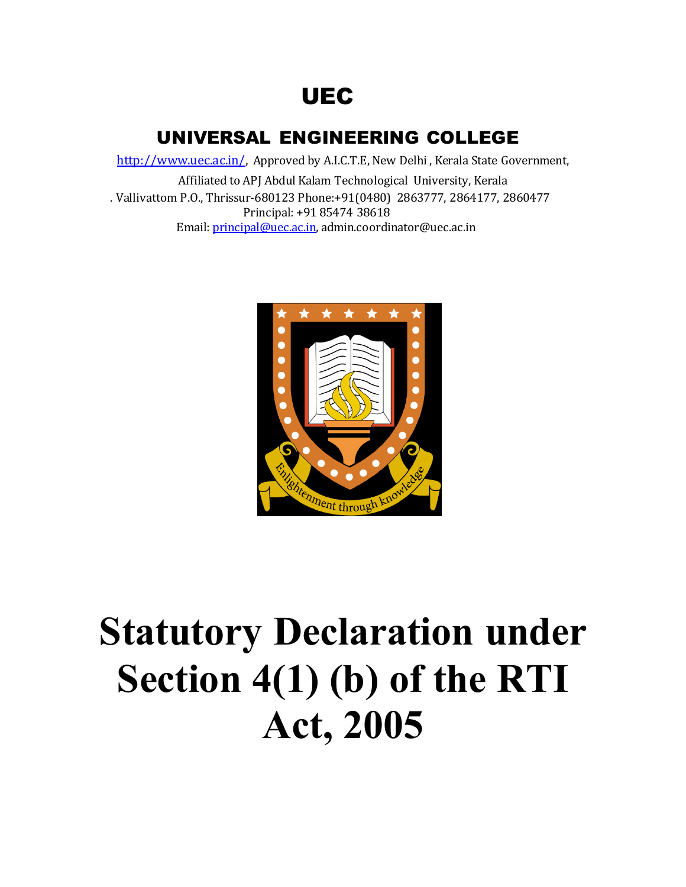# UEC

## UNIVERSAL ENGINEERING COLLEGE

http://www.uec.ac.in/, Approved by A.I.C.T.E, New Delhi , Kerala State Government,

Affiliated to APJ Abdul Kalam Technological University, Kerala

. Vallivattom P.O., Thrissur-680123 Phone:+91(0480) 2863777, 2864177, 2860477

Principal: +91 85474 38618

Email: principal@uec.ac.in, admin.coordinator@uec.ac.in

# Statutory Declaration under Section 4(1) (b) of the RTI Act, 2005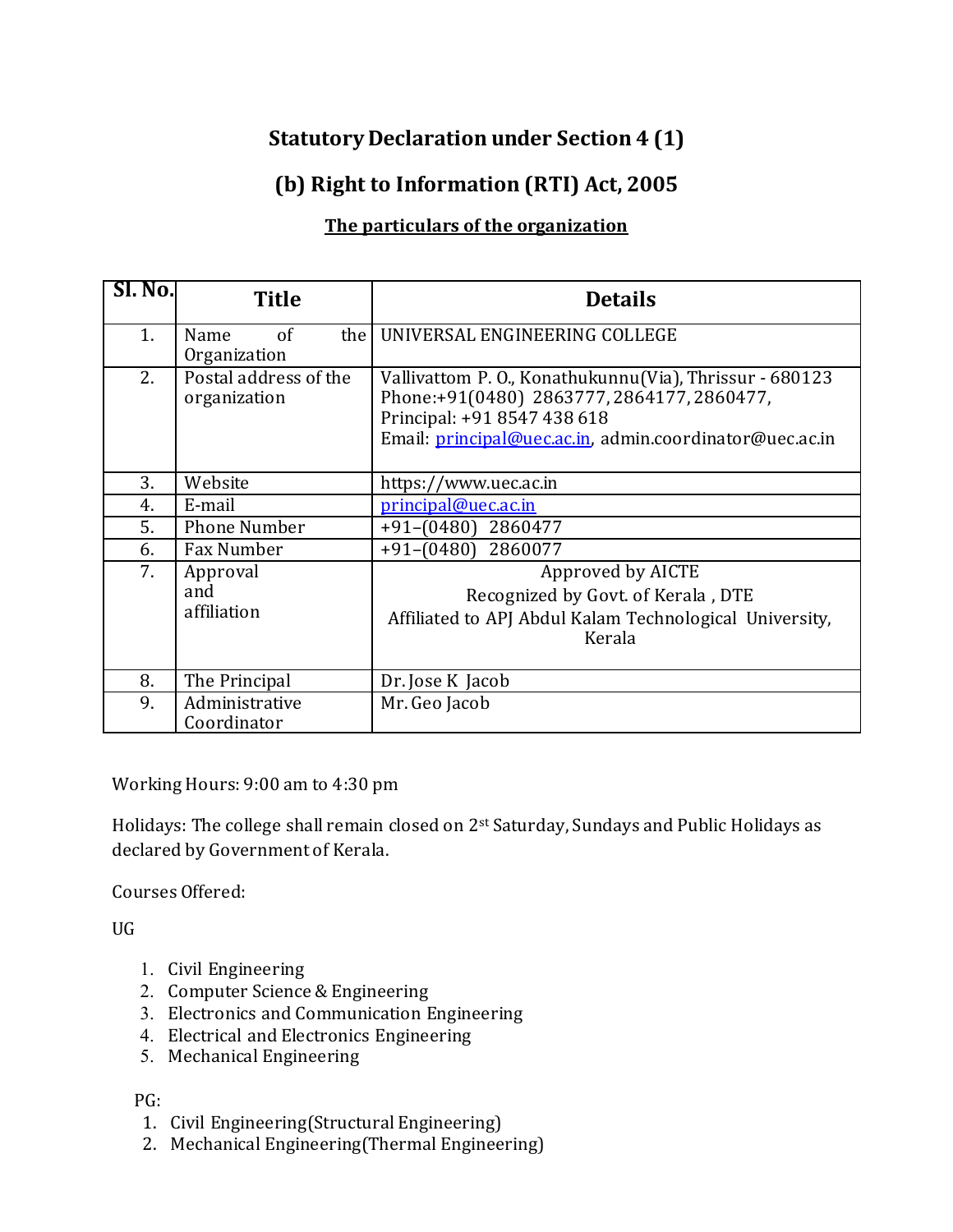## Statutory Declaration under Section 4 (1)

## (b) Right to Information (RTI) Act, 2005

**The particulars of the organization**

| Sl. No. | Title | Details |
|---|---|---|
| 1. | Name of the Organization | UNIVERSAL ENGINEERING COLLEGE |
| 2. | Postal address of the organization | Vallivattom P. O., Konathukunnu(Via), Thrissur - 680123<br>Phone:+91(0480) 2863777, 2864177, 2860477,<br>Principal: +91 8547 438 618<br>Email: principal@uec.ac.in, admin.coordinator@uec.ac.in |
| 3. | Website | https://www.uec.ac.in |
| 4. | E-mail | principal@uec.ac.in |
| 5. | Phone Number | +91–(0480) 2860477 |
| 6. | Fax Number | +91–(0480) 2860077 |
| 7. | Approval and affiliation | Approved by AICTE<br>Recognized by Govt. of Kerala , DTE<br>Affiliated to APJ Abdul Kalam Technological University, Kerala |
| 8. | The Principal | Dr. Jose K Jacob |
| 9. | Administrative Coordinator | Mr. Geo Jacob |

Working Hours: 9:00 am to 4:30 pm

Holidays: The college shall remain closed on 2st Saturday, Sundays and Public Holidays as declared by Government of Kerala.

Courses Offered:

UG

1. Civil Engineering
2. Computer Science & Engineering
3. Electronics and Communication Engineering
4. Electrical and Electronics Engineering
5. Mechanical Engineering

PG:

1. Civil Engineering(Structural Engineering)
2. Mechanical Engineering(Thermal Engineering)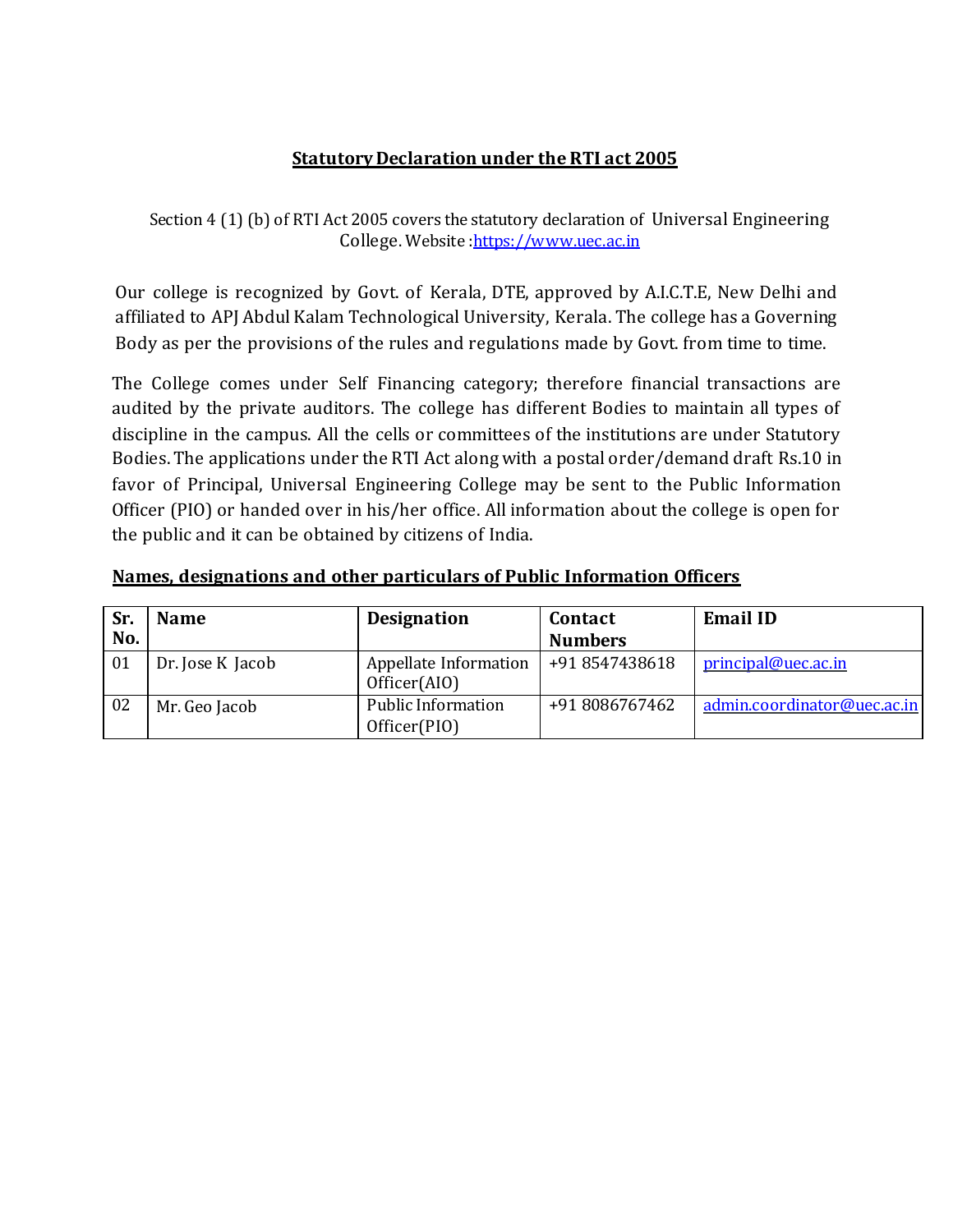## Statutory Declaration under the RTI act 2005

Section 4 (1) (b) of RTI Act 2005 covers the statutory declaration of Universal Engineering College. Website :https://www.uec.ac.in

Our college is recognized by Govt. of Kerala, DTE, approved by A.I.C.T.E, New Delhi and affiliated to APJ Abdul Kalam Technological University, Kerala. The college has a Governing Body as per the provisions of the rules and regulations made by Govt. from time to time.

The College comes under Self Financing category; therefore financial transactions are audited by the private auditors. The college has different Bodies to maintain all types of discipline in the campus. All the cells or committees of the institutions are under Statutory Bodies. The applications under the RTI Act along with a postal order/demand draft Rs.10 in favor of Principal, Universal Engineering College may be sent to the Public Information Officer (PIO) or handed over in his/her office. All information about the college is open for the public and it can be obtained by citizens of India.

### Names, designations and other particulars of Public Information Officers

| Sr. No. | Name | Designation | Contact Numbers | Email ID |
|---|---|---|---|---|
| 01 | Dr. Jose K Jacob | Appellate Information Officer(AIO) | +91 8547438618 | principal@uec.ac.in |
| 02 | Mr. Geo Jacob | Public Information Officer(PIO) | +91 8086767462 | admin.coordinator@uec.ac.in |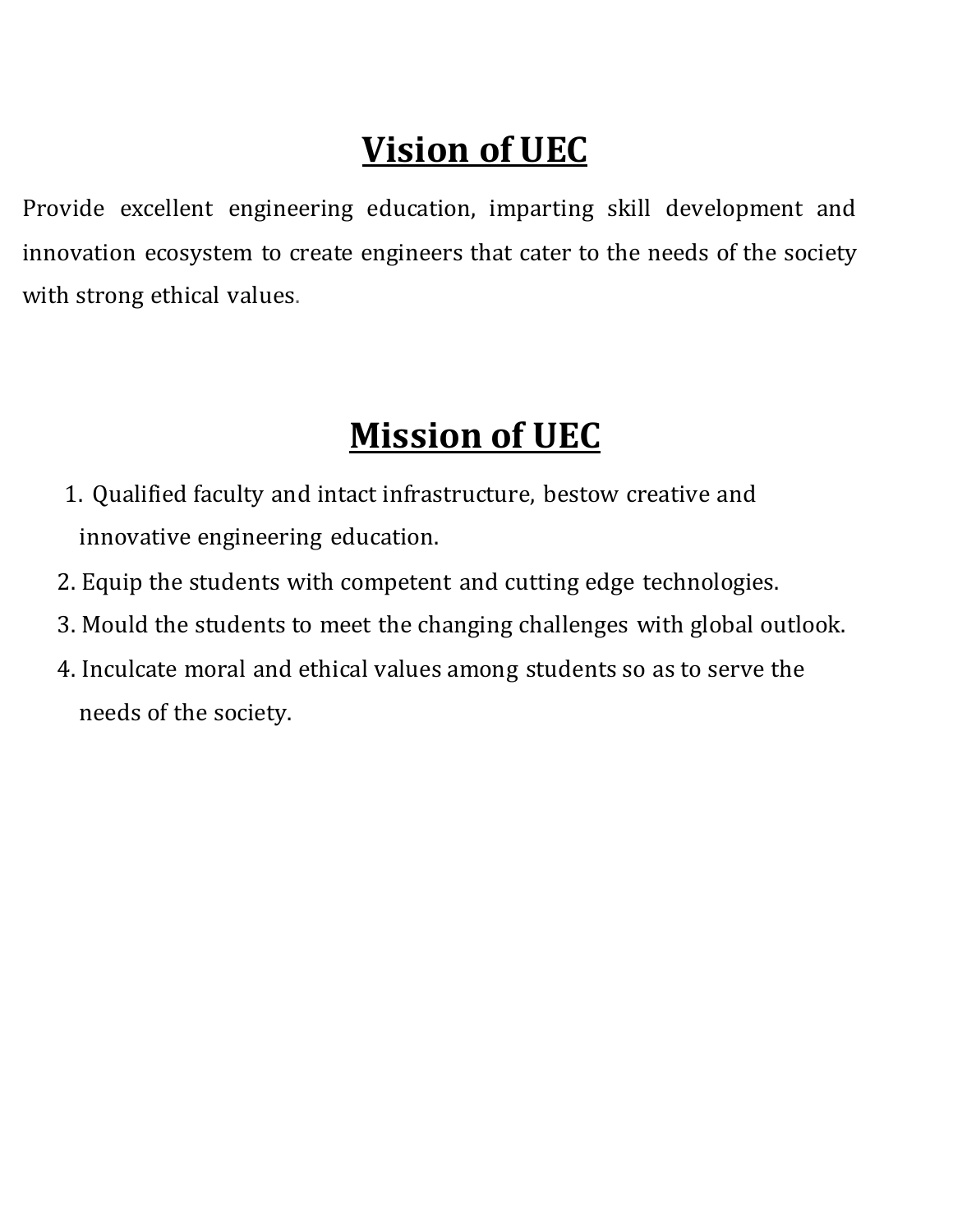# Vision of UEC

Provide excellent engineering education, imparting skill development and innovation ecosystem to create engineers that cater to the needs of the society with strong ethical values.

# Mission of UEC

1. Qualified faculty and intact infrastructure, bestow creative and innovative engineering education.
2. Equip the students with competent and cutting edge technologies.
3. Mould the students to meet the changing challenges with global outlook.
4. Inculcate moral and ethical values among students so as to serve the needs of the society.